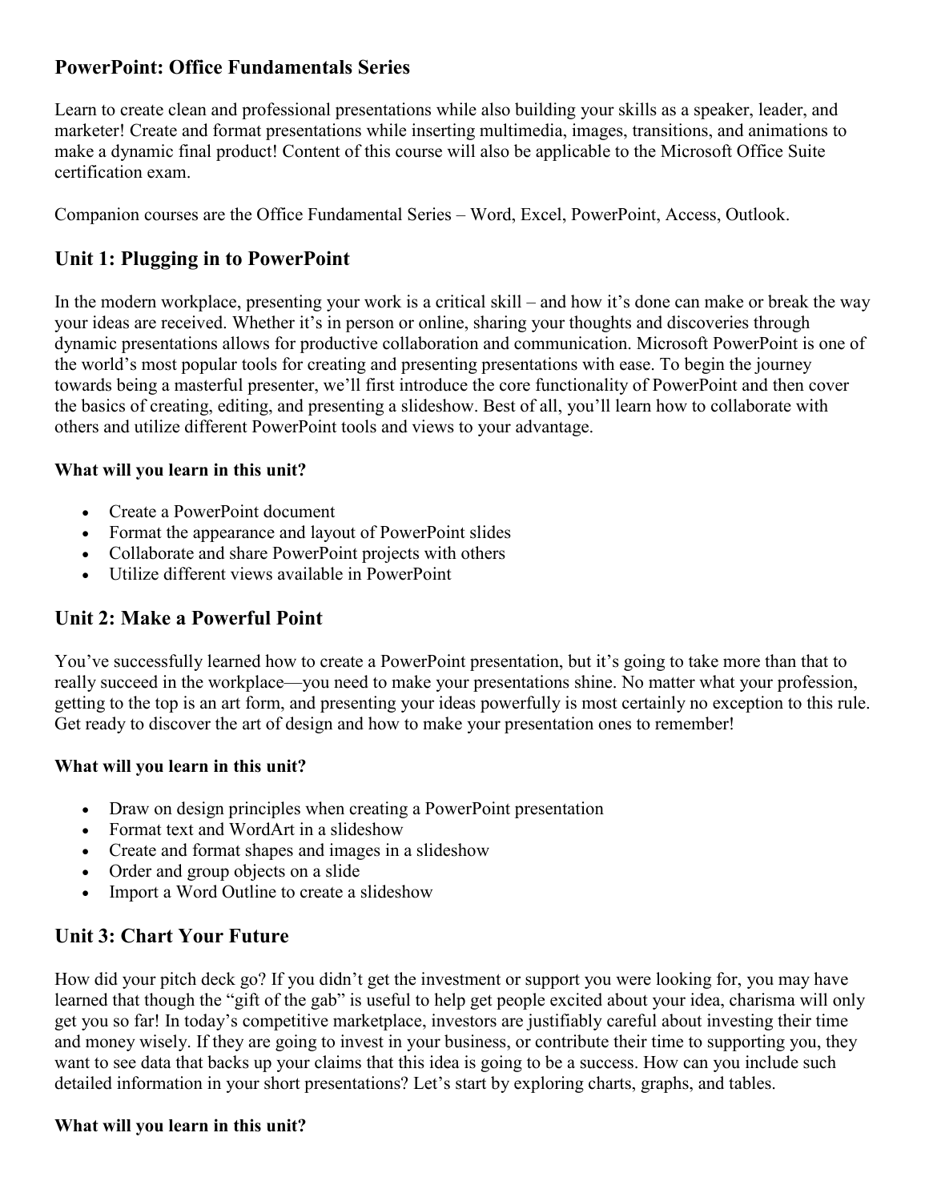# PowerPoint: Office Fundamentals Series

Learn to create clean and professional presentations while also building your skills as a speaker, leader, and marketer! Create and format presentations while inserting multimedia, images, transitions, and animations to make a dynamic final product! Content of this course will also be applicable to the Microsoft Office Suite certification exam.

Companion courses are the Office Fundamental Series – Word, Excel, PowerPoint, Access, Outlook.

## Unit 1: Plugging in to PowerPoint

In the modern workplace, presenting your work is a critical skill – and how it's done can make or break the way your ideas are received. Whether it's in person or online, sharing your thoughts and discoveries through dynamic presentations allows for productive collaboration and communication. Microsoft PowerPoint is one of the world's most popular tools for creating and presenting presentations with ease. To begin the journey towards being a masterful presenter, we'll first introduce the core functionality of PowerPoint and then cover the basics of creating, editing, and presenting a slideshow. Best of all, you'll learn how to collaborate with others and utilize different PowerPoint tools and views to your advantage.

**What will you learn in this unit?**

- Create a PowerPoint document
- Format the appearance and layout of PowerPoint slides
- Collaborate and share PowerPoint projects with others
- Utilize different views available in PowerPoint

## Unit 2: Make a Powerful Point

You've successfully learned how to create a PowerPoint presentation, but it's going to take more than that to really succeed in the workplace—you need to make your presentations shine. No matter what your profession, getting to the top is an art form, and presenting your ideas powerfully is most certainly no exception to this rule. Get ready to discover the art of design and how to make your presentation ones to remember!

**What will you learn in this unit?**

- Draw on design principles when creating a PowerPoint presentation
- Format text and WordArt in a slideshow
- Create and format shapes and images in a slideshow
- Order and group objects on a slide
- Import a Word Outline to create a slideshow

## Unit 3: Chart Your Future

How did your pitch deck go? If you didn't get the investment or support you were looking for, you may have learned that though the "gift of the gab" is useful to help get people excited about your idea, charisma will only get you so far! In today's competitive marketplace, investors are justifiably careful about investing their time and money wisely. If they are going to invest in your business, or contribute their time to supporting you, they want to see data that backs up your claims that this idea is going to be a success. How can you include such detailed information in your short presentations? Let's start by exploring charts, graphs, and tables.

**What will you learn in this unit?**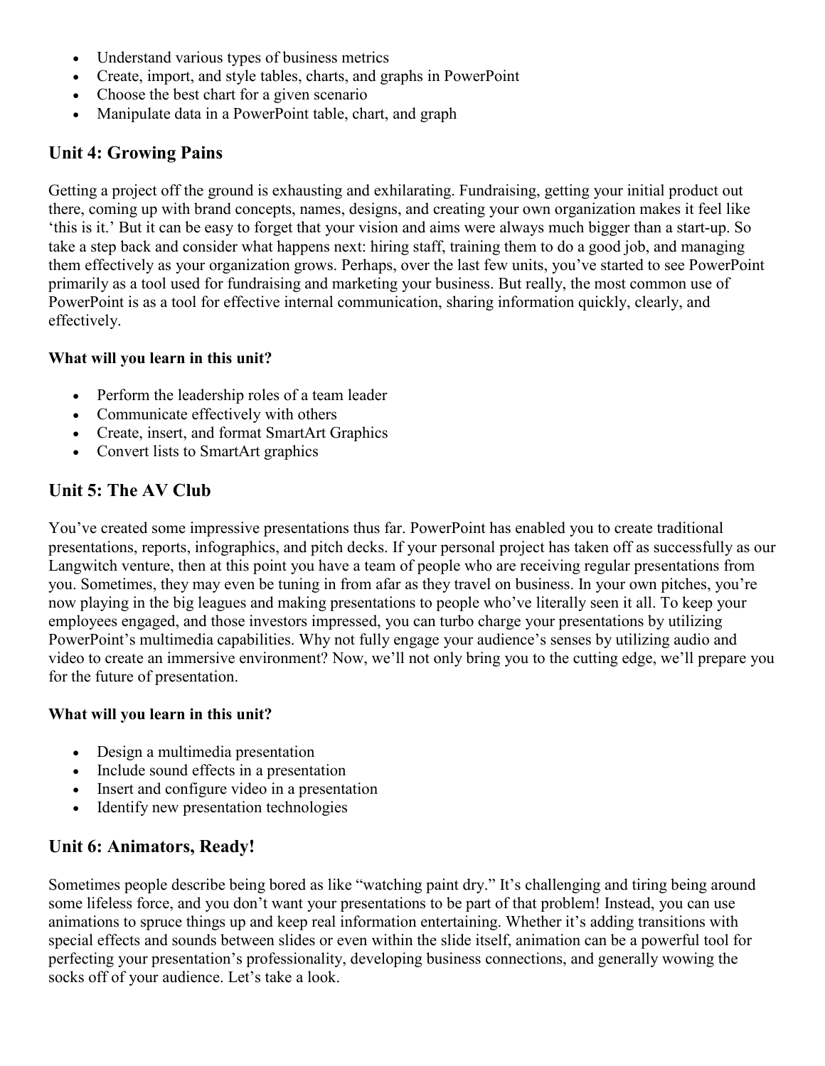- Understand various types of business metrics
- Create, import, and style tables, charts, and graphs in PowerPoint
- Choose the best chart for a given scenario
- Manipulate data in a PowerPoint table, chart, and graph

## Unit 4: Growing Pains

Getting a project off the ground is exhausting and exhilarating. Fundraising, getting your initial product out there, coming up with brand concepts, names, designs, and creating your own organization makes it feel like 'this is it.' But it can be easy to forget that your vision and aims were always much bigger than a start-up. So take a step back and consider what happens next: hiring staff, training them to do a good job, and managing them effectively as your organization grows. Perhaps, over the last few units, you've started to see PowerPoint primarily as a tool used for fundraising and marketing your business. But really, the most common use of PowerPoint is as a tool for effective internal communication, sharing information quickly, clearly, and effectively.

**What will you learn in this unit?**

- Perform the leadership roles of a team leader
- Communicate effectively with others
- Create, insert, and format SmartArt Graphics
- Convert lists to SmartArt graphics

## Unit 5: The AV Club

You've created some impressive presentations thus far. PowerPoint has enabled you to create traditional presentations, reports, infographics, and pitch decks. If your personal project has taken off as successfully as our Langwitch venture, then at this point you have a team of people who are receiving regular presentations from you. Sometimes, they may even be tuning in from afar as they travel on business. In your own pitches, you're now playing in the big leagues and making presentations to people who've literally seen it all. To keep your employees engaged, and those investors impressed, you can turbo charge your presentations by utilizing PowerPoint's multimedia capabilities. Why not fully engage your audience's senses by utilizing audio and video to create an immersive environment? Now, we'll not only bring you to the cutting edge, we'll prepare you for the future of presentation.

**What will you learn in this unit?**

- Design a multimedia presentation
- Include sound effects in a presentation
- Insert and configure video in a presentation
- Identify new presentation technologies

## Unit 6: Animators, Ready!

Sometimes people describe being bored as like "watching paint dry." It's challenging and tiring being around some lifeless force, and you don't want your presentations to be part of that problem! Instead, you can use animations to spruce things up and keep real information entertaining. Whether it's adding transitions with special effects and sounds between slides or even within the slide itself, animation can be a powerful tool for perfecting your presentation's professionality, developing business connections, and generally wowing the socks off of your audience. Let's take a look.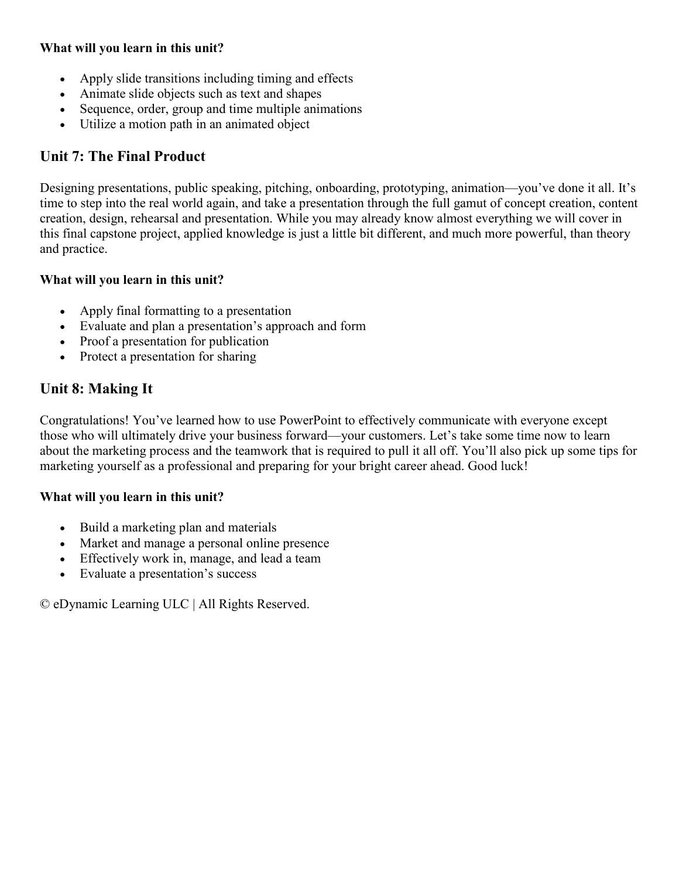**What will you learn in this unit?**

- Apply slide transitions including timing and effects
- Animate slide objects such as text and shapes
- Sequence, order, group and time multiple animations
- Utilize a motion path in an animated object

## Unit 7: The Final Product

Designing presentations, public speaking, pitching, onboarding, prototyping, animation—you've done it all. It's time to step into the real world again, and take a presentation through the full gamut of concept creation, content creation, design, rehearsal and presentation. While you may already know almost everything we will cover in this final capstone project, applied knowledge is just a little bit different, and much more powerful, than theory and practice.

**What will you learn in this unit?**

- Apply final formatting to a presentation
- Evaluate and plan a presentation's approach and form
- Proof a presentation for publication
- Protect a presentation for sharing

## Unit 8: Making It

Congratulations! You've learned how to use PowerPoint to effectively communicate with everyone except those who will ultimately drive your business forward—your customers. Let's take some time now to learn about the marketing process and the teamwork that is required to pull it all off. You'll also pick up some tips for marketing yourself as a professional and preparing for your bright career ahead. Good luck!

**What will you learn in this unit?**

- Build a marketing plan and materials
- Market and manage a personal online presence
- Effectively work in, manage, and lead a team
- Evaluate a presentation's success

© eDynamic Learning ULC | All Rights Reserved.